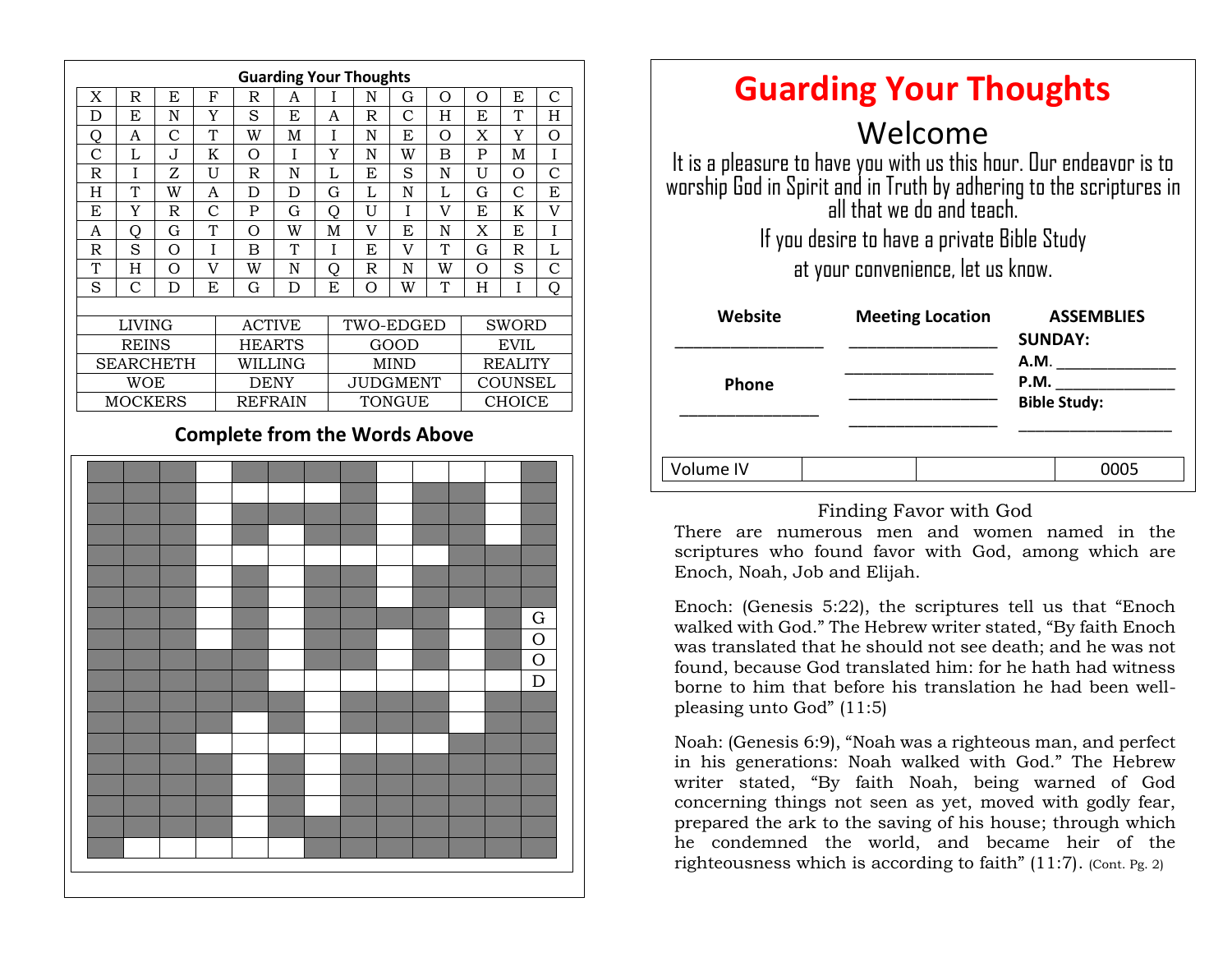## Guarding Your Thoughts

| | | | | | | | | | | | |
|---|---|---|---|---|---|---|---|---|---|---|---|---|
| X | R | E | F | R | A | I | N | G | O | O | E | C |
| D | E | N | Y | S | E | A | R | C | H | E | T | H |
| Q | A | C | T | W | M | I | N | E | O | X | Y | O |
| C | L | J | K | O | I | Y | N | W | B | P | M | I |
| R | I | Z | U | R | N | L | E | S | N | U | O | C |
| H | T | W | A | D | D | G | L | N | L | G | C | E |
| E | Y | R | C | P | G | Q | U | I | V | E | K | V |
| A | Q | G | T | O | W | M | V | E | N | X | E | I |
| R | S | O | I | B | T | I | E | V | T | G | R | L |
| T | H | O | V | W | N | Q | R | N | W | O | S | C |
| S | C | D | E | G | D | E | O | W | T | H | I | Q |

| | | | |
|---|---|---|---|
| LIVING | ACTIVE | TWO-EDGED | SWORD |
| REINS | HEARTS | GOOD | EVIL |
| SEARCHETH | WILLING | MIND | REALITY |
| WOE | DENY | JUDGMENT | COUNSEL |
| MOCKERS | REFRAIN | TONGUE | CHOICE |

### Complete from the Words Above

G
O
O
D

# Guarding Your Thoughts

## Welcome

It is a pleasure to have you with us this hour. Our endeavor is to worship God in Spirit and in Truth by adhering to the scriptures in all that we do and teach.

If you desire to have a private Bible Study at your convenience, let us know.

| Website | Meeting Location | ASSEMBLIES |
|---|---|---|
| ________________ | ________________ | **SUNDAY:** |
| | ________________ | **A.M.** ______________ |
| **Phone** | ________________ | **P.M.** ______________ |
| ________________ | ________________ | **Bible Study:** ______________ |

| Volume IV | | | 0005 |
|---|---|---|---|

### Finding Favor with God

There are numerous men and women named in the scriptures who found favor with God, among which are Enoch, Noah, Job and Elijah.

Enoch: (Genesis 5:22), the scriptures tell us that "Enoch walked with God." The Hebrew writer stated, "By faith Enoch was translated that he should not see death; and he was not found, because God translated him: for he hath had witness borne to him that before his translation he had been well-pleasing unto God" (11:5)

Noah: (Genesis 6:9), "Noah was a righteous man, and perfect in his generations: Noah walked with God." The Hebrew writer stated, "By faith Noah, being warned of God concerning things not seen as yet, moved with godly fear, prepared the ark to the saving of his house; through which he condemned the world, and became heir of the righteousness which is according to faith" (11:7). (Cont. Pg. 2)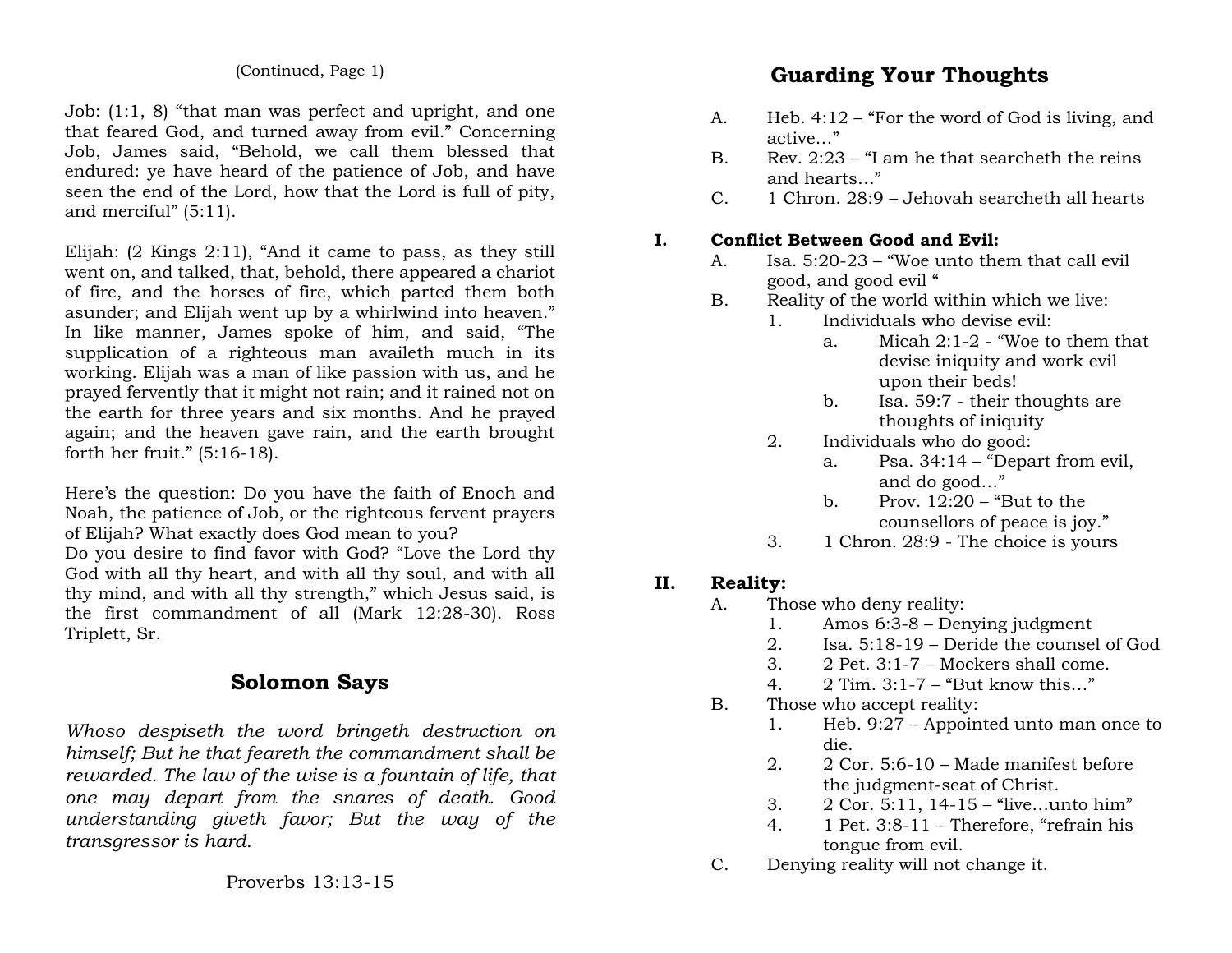(Continued, Page 1)

Job: (1:1, 8) “that man was perfect and upright, and one that feared God, and turned away from evil.” Concerning Job, James said, “Behold, we call them blessed that endured: ye have heard of the patience of Job, and have seen the end of the Lord, how that the Lord is full of pity, and merciful” (5:11).

Elijah: (2 Kings 2:11), “And it came to pass, as they still went on, and talked, that, behold, there appeared a chariot of fire, and the horses of fire, which parted them both asunder; and Elijah went up by a whirlwind into heaven.” In like manner, James spoke of him, and said, “The supplication of a righteous man availeth much in its working. Elijah was a man of like passion with us, and he prayed fervently that it might not rain; and it rained not on the earth for three years and six months. And he prayed again; and the heaven gave rain, and the earth brought forth her fruit.” (5:16-18).

Here’s the question: Do you have the faith of Enoch and Noah, the patience of Job, or the righteous fervent prayers of Elijah? What exactly does God mean to you?
Do you desire to find favor with God? “Love the Lord thy God with all thy heart, and with all thy soul, and with all thy mind, and with all thy strength,” which Jesus said, is the first commandment of all (Mark 12:28-30). Ross Triplett, Sr.

## Solomon Says

*Whoso despiseth the word bringeth destruction on himself; But he that feareth the commandment shall be rewarded. The law of the wise is a fountain of life, that one may depart from the snares of death. Good understanding giveth favor; But the way of the transgressor is hard.*

Proverbs 13:13-15

## Guarding Your Thoughts

A. Heb. 4:12 – “For the word of God is living, and active…”
B. Rev. 2:23 – “I am he that searcheth the reins and hearts…”
C. 1 Chron. 28:9 – Jehovah searcheth all hearts

**I. Conflict Between Good and Evil:**

A. Isa. 5:20-23 – “Woe unto them that call evil good, and good evil “
B. Reality of the world within which we live:
   1. Individuals who devise evil:
      a. Micah 2:1-2 - “Woe to them that devise iniquity and work evil upon their beds!
      b. Isa. 59:7 - their thoughts are thoughts of iniquity
   2. Individuals who do good:
      a. Psa. 34:14 – “Depart from evil, and do good…”
      b. Prov. 12:20 – “But to the counsellors of peace is joy.”
   3. 1 Chron. 28:9 - The choice is yours

**II. Reality:**

A. Those who deny reality:
   1. Amos 6:3-8 – Denying judgment
   2. Isa. 5:18-19 – Deride the counsel of God
   3. 2 Pet. 3:1-7 – Mockers shall come.
   4. 2 Tim. 3:1-7 – “But know this…”
B. Those who accept reality:
   1. Heb. 9:27 – Appointed unto man once to die.
   2. 2 Cor. 5:6-10 – Made manifest before the judgment-seat of Christ.
   3. 2 Cor. 5:11, 14-15 – “live…unto him”
   4. 1 Pet. 3:8-11 – Therefore, “refrain his tongue from evil.
C. Denying reality will not change it.